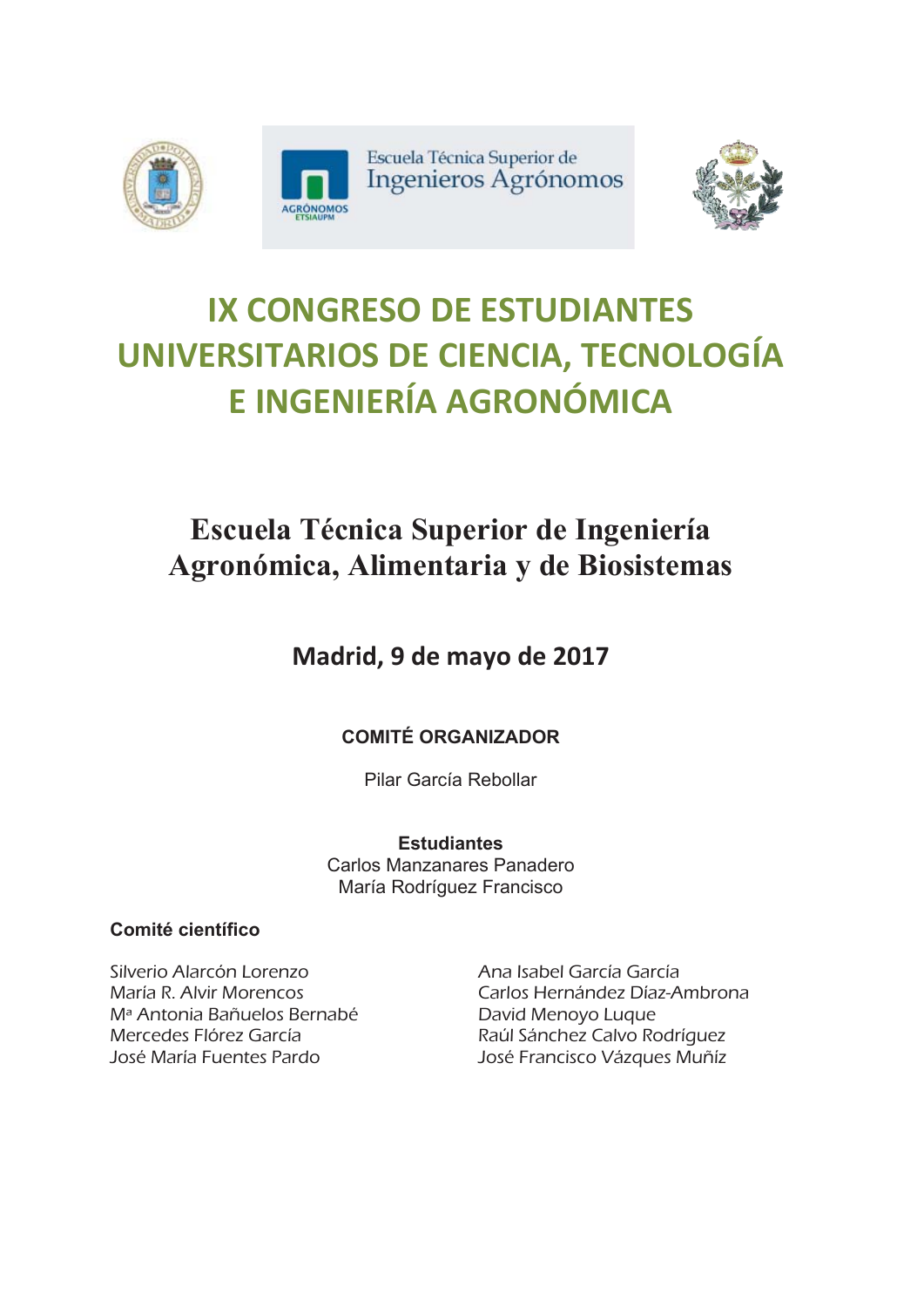Escuela Técnica Superior de
Ingenieros Agrónomos

AGRÓNOMOS
ETSIAUPM

# IX CONGRESO DE ESTUDIANTES UNIVERSITARIOS DE CIENCIA, TECNOLOGÍA E INGENIERÍA AGRONÓMICA

## Escuela Técnica Superior de Ingeniería Agronómica, Alimentaria y de Biosistemas

### Madrid, 9 de mayo de 2017

**COMITÉ ORGANIZADOR**

Pilar García Rebollar

**Estudiantes**

Carlos Manzanares Panadero
María Rodríguez Francisco

**Comité científico**

Silverio Alarcón Lorenzo
María R. Alvir Morencos
Mª Antonia Bañuelos Bernabé
Mercedes Flórez García
José María Fuentes Pardo
Ana Isabel García García
Carlos Hernández Díaz-Ambrona
David Menoyo Luque
Raúl Sánchez Calvo Rodríguez
José Francisco Vázques Muñiz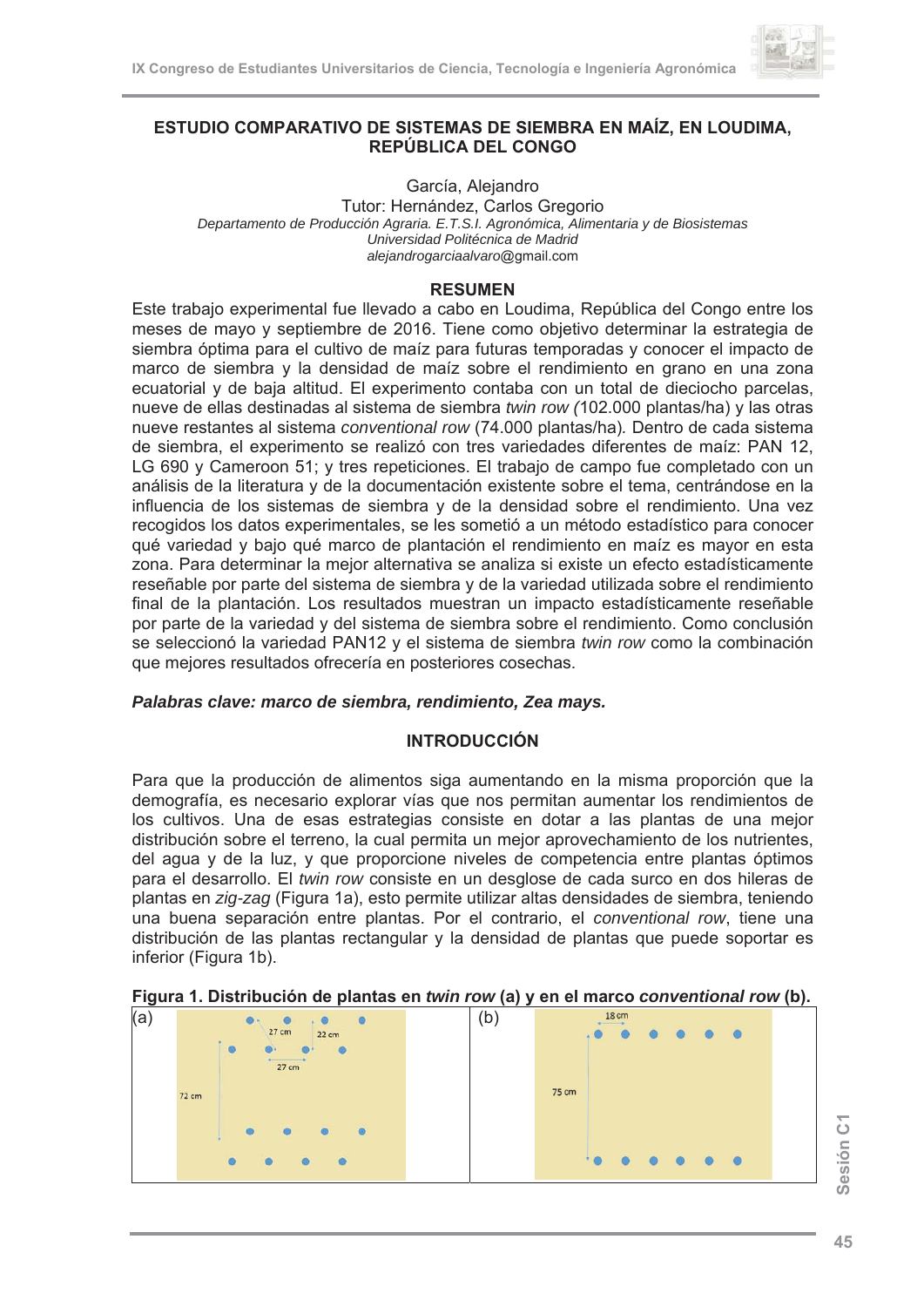# ESTUDIO COMPARATIVO DE SISTEMAS DE SIEMBRA EN MAÍZ, EN LOUDIMA, REPÚBLICA DEL CONGO

García, Alejandro

Tutor: Hernández, Carlos Gregorio

*Departamento de Producción Agraria. E.T.S.I. Agronómica, Alimentaria y de Biosistemas*
*Universidad Politécnica de Madrid*
*alejandrogarciaalvaro*@gmail.com

## RESUMEN

Este trabajo experimental fue llevado a cabo en Loudima, República del Congo entre los meses de mayo y septiembre de 2016. Tiene como objetivo determinar la estrategia de siembra óptima para el cultivo de maíz para futuras temporadas y conocer el impacto de marco de siembra y la densidad de maíz sobre el rendimiento en grano en una zona ecuatorial y de baja altitud. El experimento contaba con un total de dieciocho parcelas, nueve de ellas destinadas al sistema de siembra *twin row (*102.000 plantas/ha) y las otras nueve restantes al sistema *conventional row* (74.000 plantas/ha)*.* Dentro de cada sistema de siembra, el experimento se realizó con tres variedades diferentes de maíz: PAN 12, LG 690 y Cameroon 51; y tres repeticiones. El trabajo de campo fue completado con un análisis de la literatura y de la documentación existente sobre el tema, centrándose en la influencia de los sistemas de siembra y de la densidad sobre el rendimiento. Una vez recogidos los datos experimentales, se les sometió a un método estadístico para conocer qué variedad y bajo qué marco de plantación el rendimiento en maíz es mayor en esta zona. Para determinar la mejor alternativa se analiza si existe un efecto estadísticamente reseñable por parte del sistema de siembra y de la variedad utilizada sobre el rendimiento final de la plantación. Los resultados muestran un impacto estadísticamente reseñable por parte de la variedad y del sistema de siembra sobre el rendimiento. Como conclusión se seleccionó la variedad PAN12 y el sistema de siembra *twin row* como la combinación que mejores resultados ofrecería en posteriores cosechas.

***Palabras clave: marco de siembra, rendimiento, Zea mays.***

## INTRODUCCIÓN

Para que la producción de alimentos siga aumentando en la misma proporción que la demografía, es necesario explorar vías que nos permitan aumentar los rendimientos de los cultivos. Una de esas estrategias consiste en dotar a las plantas de una mejor distribución sobre el terreno, la cual permita un mejor aprovechamiento de los nutrientes, del agua y de la luz, y que proporcione niveles de competencia entre plantas óptimos para el desarrollo. El *twin row* consiste en un desglose de cada surco en dos hileras de plantas en *zig-zag* (Figura 1a), esto permite utilizar altas densidades de siembra, teniendo una buena separación entre plantas. Por el contrario, el *conventional row*, tiene una distribución de las plantas rectangular y la densidad de plantas que puede soportar es inferior (Figura 1b).

**Figura 1. Distribución de plantas en *twin row* (a) y en el marco *conventional row* (b).**

(a) 27 cm; 22 cm; 27 cm; 72 cm

(b) 18 cm; 75 cm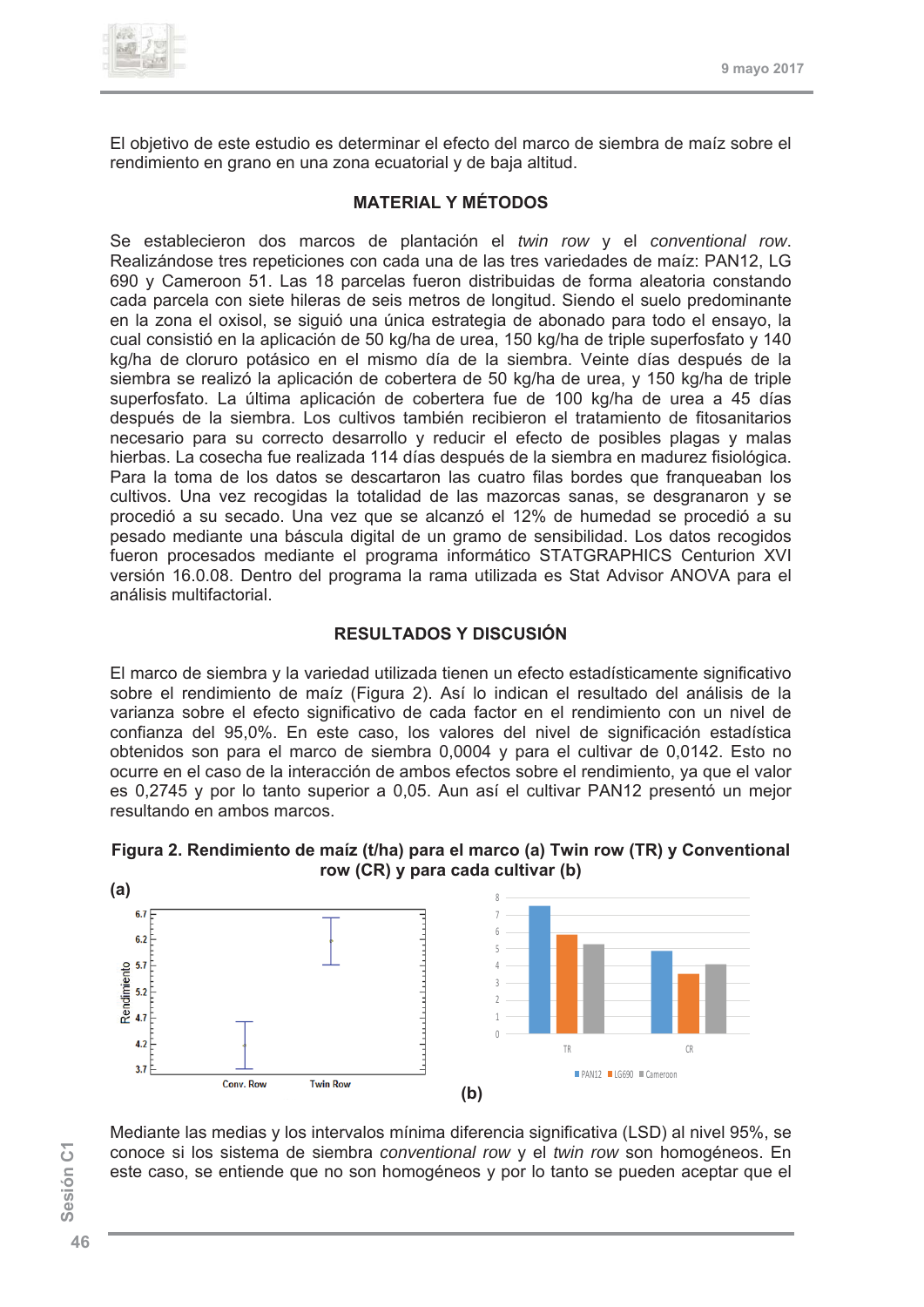El objetivo de este estudio es determinar el efecto del marco de siembra de maíz sobre el rendimiento en grano en una zona ecuatorial y de baja altitud.

## MATERIAL Y MÉTODOS

Se establecieron dos marcos de plantación el *twin row* y el *conventional row*. Realizándose tres repeticiones con cada una de las tres variedades de maíz: PAN12, LG 690 y Cameroon 51. Las 18 parcelas fueron distribuidas de forma aleatoria constando cada parcela con siete hileras de seis metros de longitud. Siendo el suelo predominante en la zona el oxisol, se siguió una única estrategia de abonado para todo el ensayo, la cual consistió en la aplicación de 50 kg/ha de urea, 150 kg/ha de triple superfosfato y 140 kg/ha de cloruro potásico en el mismo día de la siembra. Veinte días después de la siembra se realizó la aplicación de cobertera de 50 kg/ha de urea, y 150 kg/ha de triple superfosfato. La última aplicación de cobertera fue de 100 kg/ha de urea a 45 días después de la siembra. Los cultivos también recibieron el tratamiento de fitosanitarios necesario para su correcto desarrollo y reducir el efecto de posibles plagas y malas hierbas. La cosecha fue realizada 114 días después de la siembra en madurez fisiológica. Para la toma de los datos se descartaron las cuatro filas bordes que franqueaban los cultivos. Una vez recogidas la totalidad de las mazorcas sanas, se desgranaron y se procedió a su secado. Una vez que se alcanzó el 12% de humedad se procedió a su pesado mediante una báscula digital de un gramo de sensibilidad. Los datos recogidos fueron procesados mediante el programa informático STATGRAPHICS Centurion XVI versión 16.0.08. Dentro del programa la rama utilizada es Stat Advisor ANOVA para el análisis multifactorial.

## RESULTADOS Y DISCUSIÓN

El marco de siembra y la variedad utilizada tienen un efecto estadísticamente significativo sobre el rendimiento de maíz (Figura 2). Así lo indican el resultado del análisis de la varianza sobre el efecto significativo de cada factor en el rendimiento con un nivel de confianza del 95,0%. En este caso, los valores del nivel de significación estadística obtenidos son para el marco de siembra 0,0004 y para el cultivar de 0,0142. Esto no ocurre en el caso de la interacción de ambos efectos sobre el rendimiento, ya que el valor es 0,2745 y por lo tanto superior a 0,05. Aun así el cultivar PAN12 presentó un mejor resultando en ambos marcos.

**Figura 2. Rendimiento de maíz (t/ha) para el marco (a) Twin row (TR) y Conventional row (CR) y para cada cultivar (b)**

**(a)** **(b)**

Mediante las medias y los intervalos mínima diferencia significativa (LSD) al nivel 95%, se conoce si los sistema de siembra *conventional row* y el *twin row* son homogéneos. En este caso, se entiende que no son homogéneos y por lo tanto se pueden aceptar que el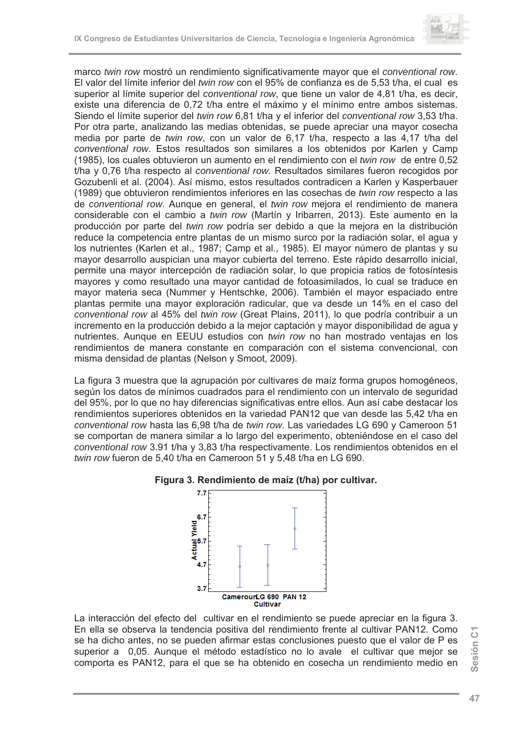marco *twin row* mostró un rendimiento significativamente mayor que el *conventional row*. El valor del límite inferior del *twin row* con el 95% de confianza es de 5,53 t/ha, el cual es superior al límite superior del *conventional row*, que tiene un valor de 4,81 t/ha, es decir, existe una diferencia de 0,72 t/ha entre el máximo y el mínimo entre ambos sistemas. Siendo el límite superior del *twin row* 6,81 t/ha y el inferior del *conventional row* 3,53 t/ha. Por otra parte, analizando las medias obtenidas, se puede apreciar una mayor cosecha media por parte de *twin row*, con un valor de 6,17 t/ha, respecto a las 4,17 t/ha del *conventional row*. Estos resultados son similares a los obtenidos por Karlen y Camp (1985), los cuales obtuvieron un aumento en el rendimiento con el *twin row* de entre 0,52 t/ha y 0,76 t/ha respecto al *conventional row*. Resultados similares fueron recogidos por Gozubenli et al. (2004). Así mismo, estos resultados contradicen a Karlen y Kasperbauer (1989) que obtuvieron rendimientos inferiores en las cosechas de *twin row* respecto a las de *conventional row*. Aunque en general, el *twin row* mejora el rendimiento de manera considerable con el cambio a *twin row* (Martín y Iribarren, 2013). Este aumento en la producción por parte del *twin row* podría ser debido a que la mejora en la distribución reduce la competencia entre plantas de un mismo surco por la radiación solar, el agua y los nutrientes (Karlen et al., 1987; Camp et al., 1985). El mayor número de plantas y su mayor desarrollo auspician una mayor cubierta del terreno. Este rápido desarrollo inicial, permite una mayor intercepción de radiación solar, lo que propicia ratios de fotosíntesis mayores y como resultado una mayor cantidad de fotoasimilados, lo cual se traduce en mayor materia seca (Nummer y Hentschke, 2006). También el mayor espaciado entre plantas permite una mayor exploración radicular, que va desde un 14% en el caso del *conventional row* al 45% del *twin row* (Great Plains, 2011), lo que podría contribuir a un incremento en la producción debido a la mejor captación y mayor disponibilidad de agua y nutrientes. Aunque en EEUU estudios con *twin row* no han mostrado ventajas en los rendimientos de manera constante en comparación con el sistema convencional, con misma densidad de plantas (Nelson y Smoot, 2009).

La figura 3 muestra que la agrupación por cultivares de maíz forma grupos homogéneos, según los datos de mínimos cuadrados para el rendimiento con un intervalo de seguridad del 95%, por lo que no hay diferencias significativas entre ellos. Aun así cabe destacar los rendimientos superiores obtenidos en la variedad PAN12 que van desde las 5,42 t/ha en *conventional row* hasta las 6,98 t/ha de *twin row*. Las variedades LG 690 y Cameroon 51 se comportan de manera similar a lo largo del experimento, obteniéndose en el caso del *conventional row* 3.91 t/ha y 3,83 t/ha respectivamente. Los rendimientos obtenidos en el *twin row* fueron de 5,40 t/ha en Cameroon 51 y 5,48 t/ha en LG 690.

**Figura 3. Rendimiento de maíz (t/ha) por cultivar.**

La interacción del efecto del cultivar en el rendimiento se puede apreciar en la figura 3. En ella se observa la tendencia positiva del rendimiento frente al cultivar PAN12. Como se ha dicho antes, no se pueden afirmar estas conclusiones puesto que el valor de P es superior a 0,05. Aunque el método estadístico no lo avale el cultivar que mejor se comporta es PAN12, para el que se ha obtenido en cosecha un rendimiento medio en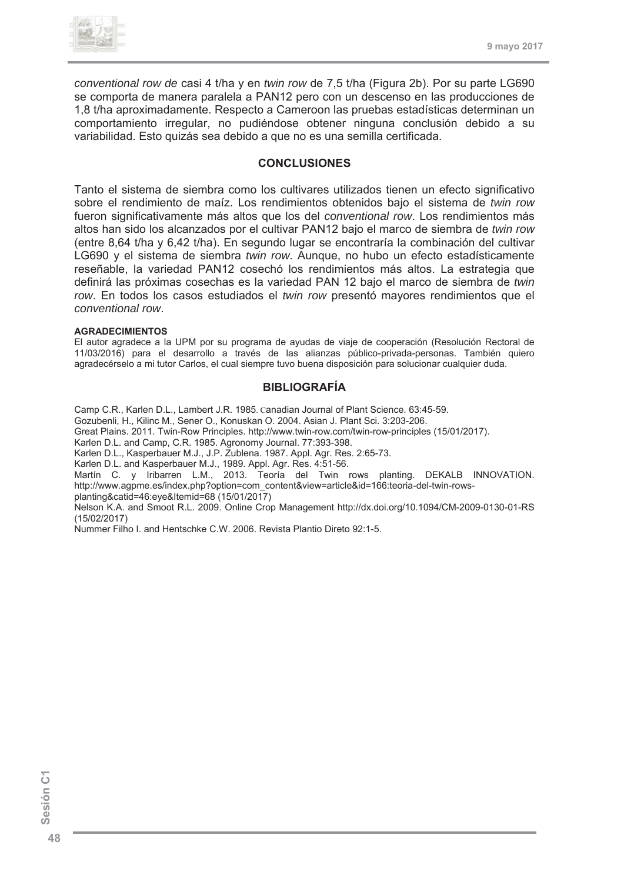*conventional row de* casi 4 t/ha y en *twin row* de 7,5 t/ha (Figura 2b). Por su parte LG690 se comporta de manera paralela a PAN12 pero con un descenso en las producciones de 1,8 t/ha aproximadamente. Respecto a Cameroon las pruebas estadísticas determinan un comportamiento irregular, no pudiéndose obtener ninguna conclusión debido a su variabilidad. Esto quizás sea debido a que no es una semilla certificada.

## CONCLUSIONES

Tanto el sistema de siembra como los cultivares utilizados tienen un efecto significativo sobre el rendimiento de maíz. Los rendimientos obtenidos bajo el sistema de *twin row* fueron significativamente más altos que los del *conventional row*. Los rendimientos más altos han sido los alcanzados por el cultivar PAN12 bajo el marco de siembra de *twin row* (entre 8,64 t/ha y 6,42 t/ha). En segundo lugar se encontraría la combinación del cultivar LG690 y el sistema de siembra *twin row*. Aunque, no hubo un efecto estadísticamente reseñable, la variedad PAN12 cosechó los rendimientos más altos. La estrategia que definirá las próximas cosechas es la variedad PAN 12 bajo el marco de siembra de *twin row*. En todos los casos estudiados el *twin row* presentó mayores rendimientos que el *conventional row*.

**AGRADECIMIENTOS**

El autor agradece a la UPM por su programa de ayudas de viaje de cooperación (Resolución Rectoral de 11/03/2016) para el desarrollo a través de las alianzas público-privada-personas. También quiero agradecérselo a mi tutor Carlos, el cual siempre tuvo buena disposición para solucionar cualquier duda.

## BIBLIOGRAFÍA

Camp C.R., Karlen D.L., Lambert J.R. 1985. Canadian Journal of Plant Science. 63:45-59.

Gozubenli, H., Kilinc M., Sener O., Konuskan O. 2004. Asian J. Plant Sci. 3:203-206.

Great Plains. 2011. Twin-Row Principles. http://www.twin-row.com/twin-row-principles (15/01/2017).

Karlen D.L. and Camp, C.R. 1985. Agronomy Journal. 77:393-398.

Karlen D.L., Kasperbauer M.J., J.P. Zublena. 1987. Appl. Agr. Res. 2:65-73.

Karlen D.L. and Kasperbauer M.J., 1989. Appl. Agr. Res. 4:51-56.

Martín C. y Iribarren L.M., 2013. Teoría del Twin rows planting. DEKALB INNOVATION. http://www.agpme.es/index.php?option=com_content&view=article&id=166:teoria-del-twin-rows-planting&catid=46:eye&Itemid=68 (15/01/2017)

Nelson K.A. and Smoot R.L. 2009. Online Crop Management http://dx.doi.org/10.1094/CM-2009-0130-01-RS (15/02/2017)

Nummer Filho I. and Hentschke C.W. 2006. Revista Plantio Direto 92:1-5.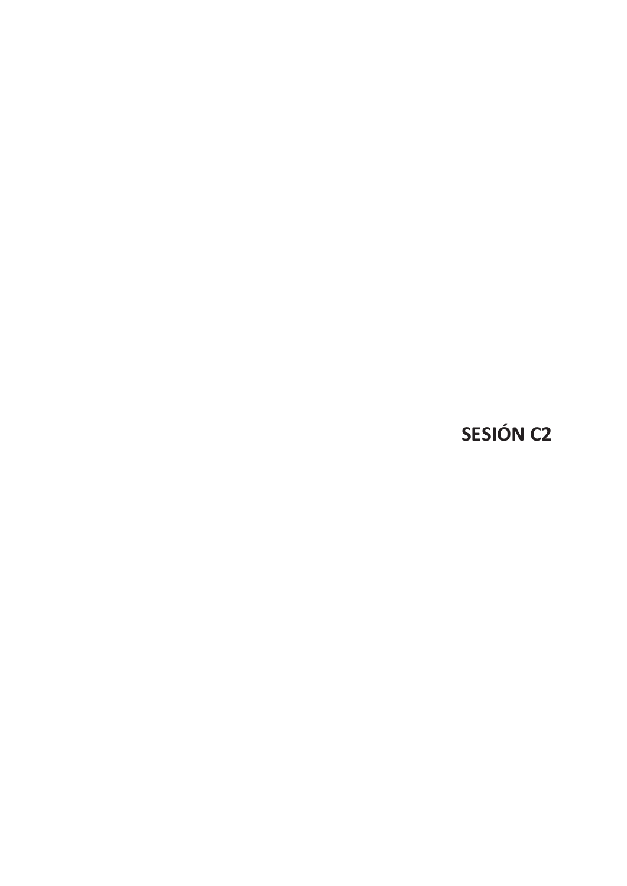# SESIÓN C2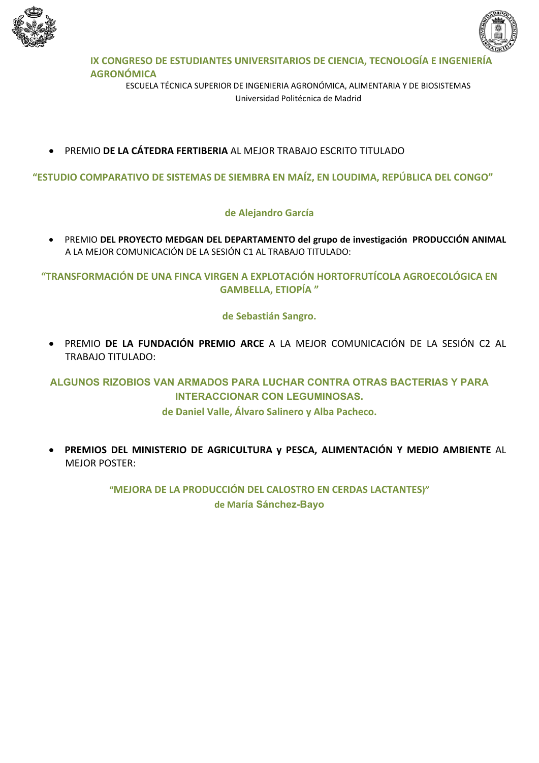**IX CONGRESO DE ESTUDIANTES UNIVERSITARIOS DE CIENCIA, TECNOLOGÍA E INGENIERÍA AGRONÓMICA**

ESCUELA TÉCNICA SUPERIOR DE INGENIERIA AGRONÓMICA, ALIMENTARIA Y DE BIOSISTEMAS
Universidad Politécnica de Madrid

- PREMIO **DE LA CÁTEDRA FERTIBERIA** AL MEJOR TRABAJO ESCRITO TITULADO

**"ESTUDIO COMPARATIVO DE SISTEMAS DE SIEMBRA EN MAÍZ, EN LOUDIMA, REPÚBLICA DEL CONGO"**

**de Alejandro García**

- PREMIO **DEL PROYECTO MEDGAN DEL DEPARTAMENTO del grupo de investigación PRODUCCIÓN ANIMAL** A LA MEJOR COMUNICACIÓN DE LA SESIÓN C1 AL TRABAJO TITULADO:

**"TRANSFORMACIÓN DE UNA FINCA VIRGEN A EXPLOTACIÓN HORTOFRUTÍCOLA AGROECOLÓGICA EN GAMBELLA, ETIOPÍA "**

**de Sebastián Sangro.**

- PREMIO **DE LA FUNDACIÓN PREMIO ARCE** A LA MEJOR COMUNICACIÓN DE LA SESIÓN C2 AL TRABAJO TITULADO:

**ALGUNOS RIZOBIOS VAN ARMADOS PARA LUCHAR CONTRA OTRAS BACTERIAS Y PARA INTERACCIONAR CON LEGUMINOSAS.**
**de Daniel Valle, Álvaro Salinero y Alba Pacheco.**

- **PREMIOS DEL MINISTERIO DE AGRICULTURA y PESCA, ALIMENTACIÓN Y MEDIO AMBIENTE** AL MEJOR POSTER:

**"MEJORA DE LA PRODUCCIÓN DEL CALOSTRO EN CERDAS LACTANTES)"**
**de María Sánchez-Bayo**